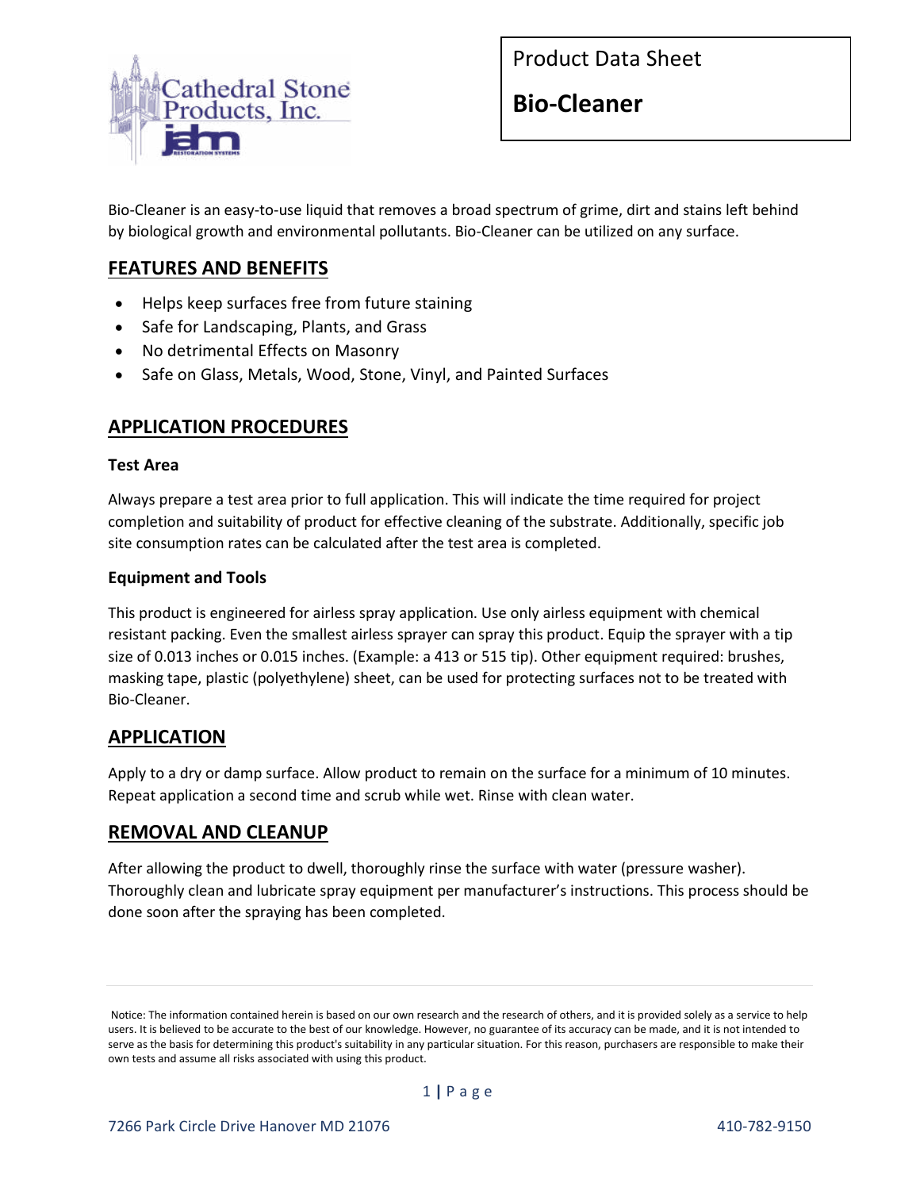Cathedral Stone Products, Inc.

Product Data Sheet

# Bio-Cleaner

Bio-Cleaner is an easy-to-use liquid that removes a broad spectrum of grime, dirt and stains left behind by biological growth and environmental pollutants. Bio-Cleaner can be utilized on any surface.

## FEATURES AND BENEFITS

- Helps keep surfaces free from future staining
- Safe for Landscaping, Plants, and Grass
- No detrimental Effects on Masonry
- Safe on Glass, Metals, Wood, Stone, Vinyl, and Painted Surfaces

## APPLICATION PROCEDURES

### Test Area

Always prepare a test area prior to full application. This will indicate the time required for project completion and suitability of product for effective cleaning of the substrate. Additionally, specific job site consumption rates can be calculated after the test area is completed.

### Equipment and Tools

This product is engineered for airless spray application. Use only airless equipment with chemical resistant packing. Even the smallest airless sprayer can spray this product. Equip the sprayer with a tip size of 0.013 inches or 0.015 inches. (Example: a 413 or 515 tip). Other equipment required: brushes, masking tape, plastic (polyethylene) sheet, can be used for protecting surfaces not to be treated with Bio-Cleaner.

## APPLICATION

Apply to a dry or damp surface. Allow product to remain on the surface for a minimum of 10 minutes. Repeat application a second time and scrub while wet. Rinse with clean water.

## REMOVAL AND CLEANUP

After allowing the product to dwell, thoroughly rinse the surface with water (pressure washer). Thoroughly clean and lubricate spray equipment per manufacturer's instructions. This process should be done soon after the spraying has been completed.

Notice: The information contained herein is based on our own research and the research of others, and it is provided solely as a service to help users. It is believed to be accurate to the best of our knowledge. However, no guarantee of its accuracy can be made, and it is not intended to serve as the basis for determining this product's suitability in any particular situation. For this reason, purchasers are responsible to make their own tests and assume all risks associated with using this product.

7266 Park Circle Drive Hanover MD 21076 410-782-9150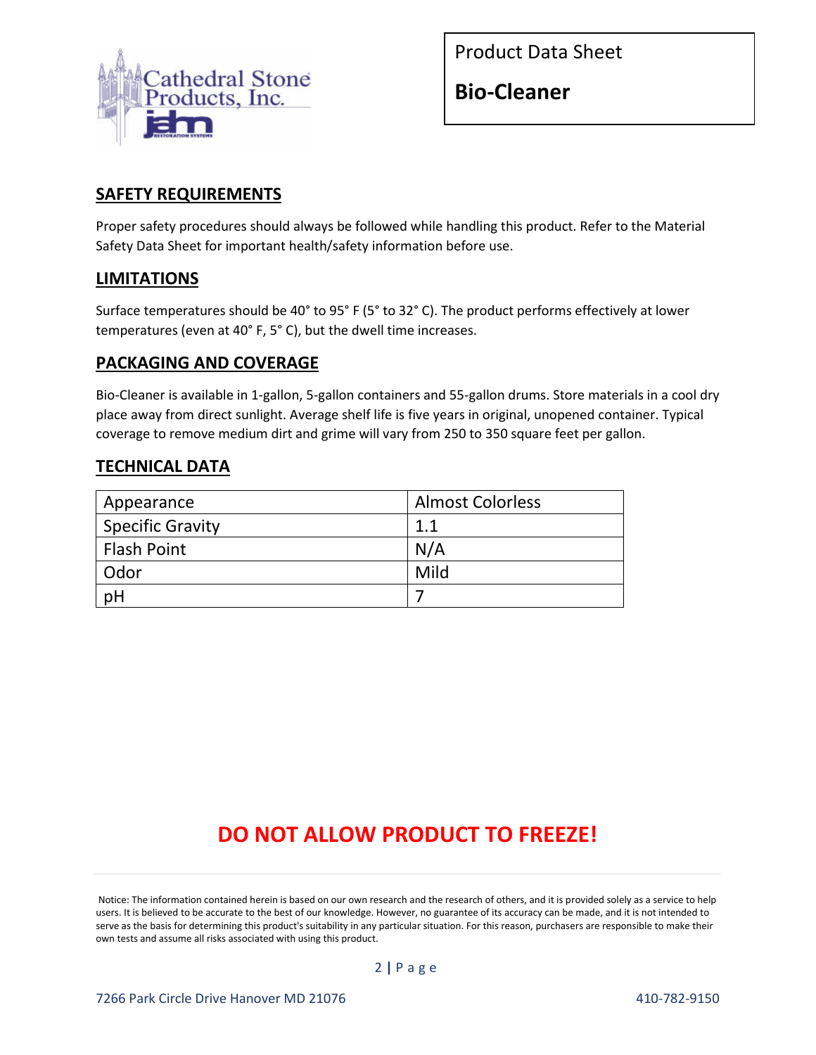Product Data Sheet

**Bio-Cleaner**

## SAFETY REQUIREMENTS

Proper safety procedures should always be followed while handling this product. Refer to the Material Safety Data Sheet for important health/safety information before use.

## LIMITATIONS

Surface temperatures should be 40° to 95° F (5° to 32° C). The product performs effectively at lower temperatures (even at 40° F, 5° C), but the dwell time increases.

## PACKAGING AND COVERAGE

Bio-Cleaner is available in 1-gallon, 5-gallon containers and 55-gallon drums. Store materials in a cool dry place away from direct sunlight. Average shelf life is five years in original, unopened container. Typical coverage to remove medium dirt and grime will vary from 250 to 350 square feet per gallon.

## TECHNICAL DATA

| | |
|---|---|
| Appearance | Almost Colorless |
| Specific Gravity | 1.1 |
| Flash Point | N/A |
| Odor | Mild |
| pH | 7 |

**DO NOT ALLOW PRODUCT TO FREEZE!**

Notice: The information contained herein is based on our own research and the research of others, and it is provided solely as a service to help users. It is believed to be accurate to the best of our knowledge. However, no guarantee of its accuracy can be made, and it is not intended to serve as the basis for determining this product's suitability in any particular situation. For this reason, purchasers are responsible to make their own tests and assume all risks associated with using this product.

7266 Park Circle Drive Hanover MD 21076

410-782-9150